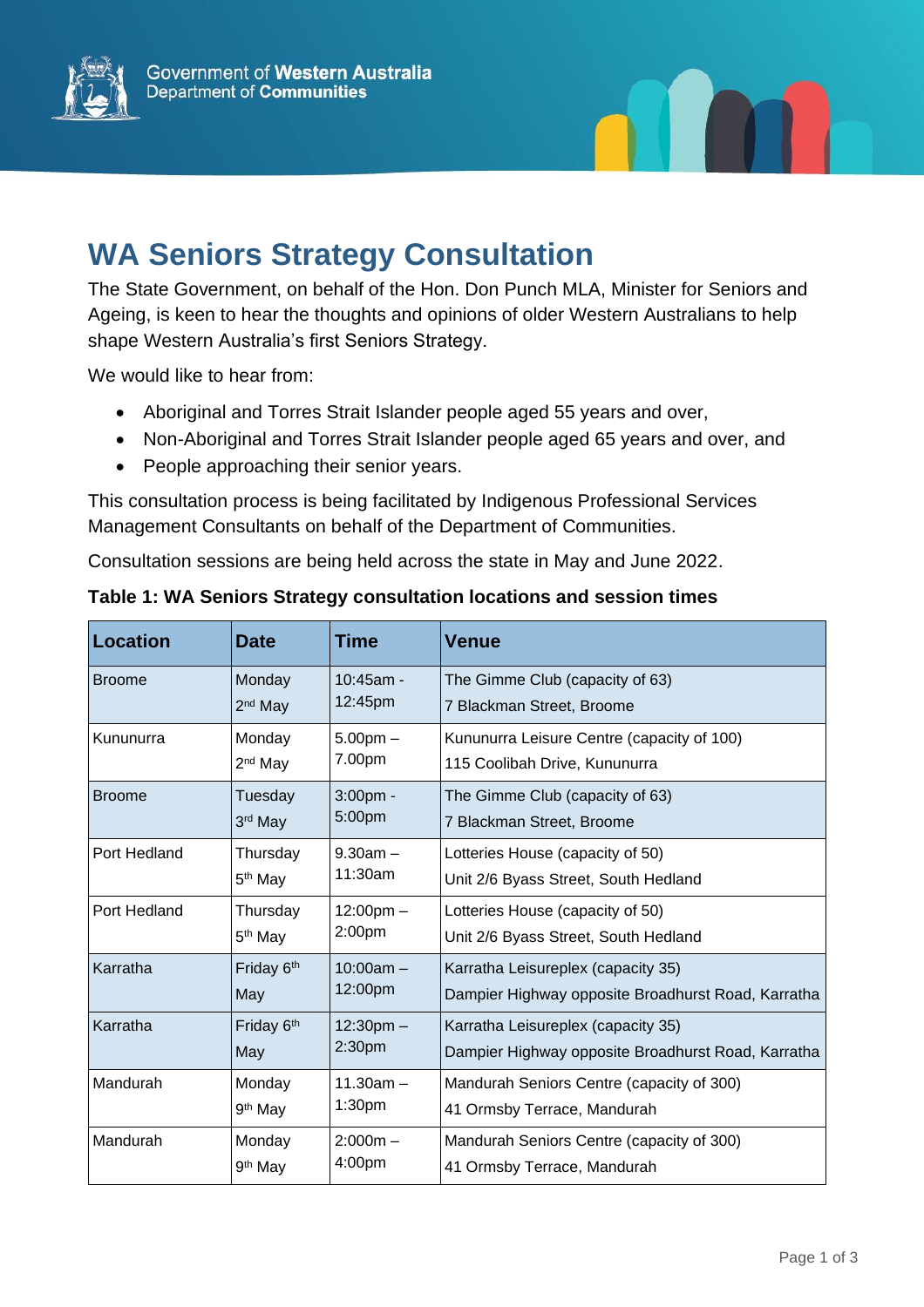Government of **Western Australia**
Department of **Communities**

# WA Seniors Strategy Consultation

The State Government, on behalf of the Hon. Don Punch MLA, Minister for Seniors and Ageing, is keen to hear the thoughts and opinions of older Western Australians to help shape Western Australia's first Seniors Strategy.

We would like to hear from:

- Aboriginal and Torres Strait Islander people aged 55 years and over,
- Non-Aboriginal and Torres Strait Islander people aged 65 years and over, and
- People approaching their senior years.

This consultation process is being facilitated by Indigenous Professional Services Management Consultants on behalf of the Department of Communities.

Consultation sessions are being held across the state in May and June 2022.

**Table 1: WA Seniors Strategy consultation locations and session times**

| Location | Date | Time | Venue |
|---|---|---|---|
| Broome | Monday 2nd May | 10:45am - 12:45pm | The Gimme Club (capacity of 63) 7 Blackman Street, Broome |
| Kununurra | Monday 2nd May | 5.00pm – 7.00pm | Kununurra Leisure Centre (capacity of 100) 115 Coolibah Drive, Kununurra |
| Broome | Tuesday 3rd May | 3:00pm - 5:00pm | The Gimme Club (capacity of 63) 7 Blackman Street, Broome |
| Port Hedland | Thursday 5th May | 9.30am – 11:30am | Lotteries House (capacity of 50) Unit 2/6 Byass Street, South Hedland |
| Port Hedland | Thursday 5th May | 12:00pm – 2:00pm | Lotteries House (capacity of 50) Unit 2/6 Byass Street, South Hedland |
| Karratha | Friday 6th May | 10:00am – 12:00pm | Karratha Leisureplex (capacity 35) Dampier Highway opposite Broadhurst Road, Karratha |
| Karratha | Friday 6th May | 12:30pm – 2:30pm | Karratha Leisureplex (capacity 35) Dampier Highway opposite Broadhurst Road, Karratha |
| Mandurah | Monday 9th May | 11.30am – 1:30pm | Mandurah Seniors Centre (capacity of 300) 41 Ormsby Terrace, Mandurah |
| Mandurah | Monday 9th May | 2:000m – 4:00pm | Mandurah Seniors Centre (capacity of 300) 41 Ormsby Terrace, Mandurah |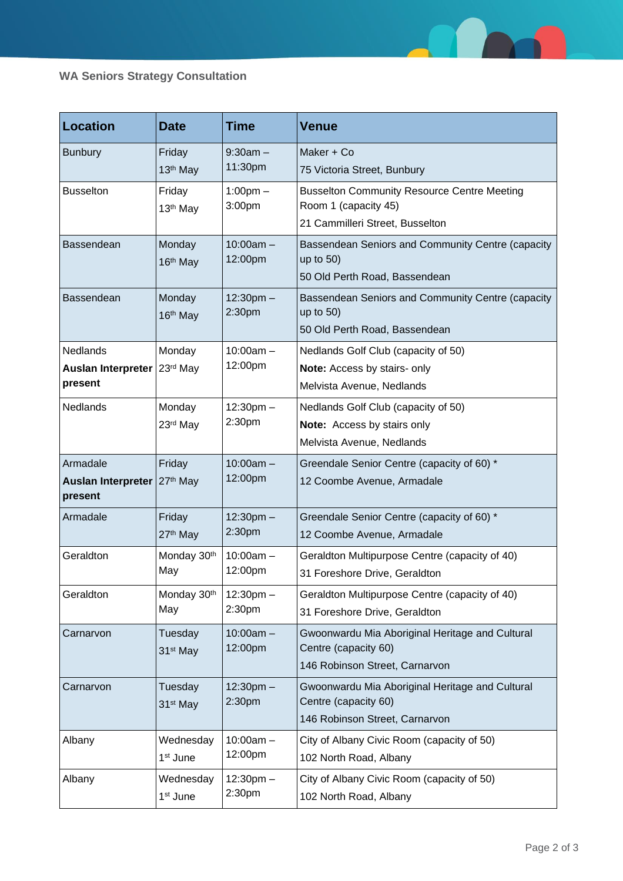WA Seniors Strategy Consultation

| Location | Date | Time | Venue |
|---|---|---|---|
| Bunbury | Friday 13th May | 9:30am – 11:30pm | Maker + Co<br>75 Victoria Street, Bunbury |
| Busselton | Friday 13th May | 1:00pm – 3:00pm | Busselton Community Resource Centre Meeting Room 1 (capacity 45)<br>21 Cammilleri Street, Busselton |
| Bassendean | Monday 16th May | 10:00am – 12:00pm | Bassendean Seniors and Community Centre (capacity up to 50)<br>50 Old Perth Road, Bassendean |
| Bassendean | Monday 16th May | 12:30pm – 2:30pm | Bassendean Seniors and Community Centre (capacity up to 50)<br>50 Old Perth Road, Bassendean |
| Nedlands<br>**Auslan Interpreter present** | Monday 23rd May | 10:00am – 12:00pm | Nedlands Golf Club (capacity of 50)<br>**Note:** Access by stairs- only<br>Melvista Avenue, Nedlands |
| Nedlands | Monday 23rd May | 12:30pm – 2:30pm | Nedlands Golf Club (capacity of 50)<br>**Note:** Access by stairs only<br>Melvista Avenue, Nedlands |
| Armadale<br>**Auslan Interpreter present** | Friday 27th May | 10:00am – 12:00pm | Greendale Senior Centre (capacity of 60) *<br>12 Coombe Avenue, Armadale |
| Armadale | Friday 27th May | 12:30pm – 2:30pm | Greendale Senior Centre (capacity of 60) *<br>12 Coombe Avenue, Armadale |
| Geraldton | Monday 30th May | 10:00am – 12:00pm | Geraldton Multipurpose Centre (capacity of 40)<br>31 Foreshore Drive, Geraldton |
| Geraldton | Monday 30th May | 12:30pm – 2:30pm | Geraldton Multipurpose Centre (capacity of 40)<br>31 Foreshore Drive, Geraldton |
| Carnarvon | Tuesday 31st May | 10:00am – 12:00pm | Gwoonwardu Mia Aboriginal Heritage and Cultural Centre (capacity 60)<br>146 Robinson Street, Carnarvon |
| Carnarvon | Tuesday 31st May | 12:30pm – 2:30pm | Gwoonwardu Mia Aboriginal Heritage and Cultural Centre (capacity 60)<br>146 Robinson Street, Carnarvon |
| Albany | Wednesday 1st June | 10:00am – 12:00pm | City of Albany Civic Room (capacity of 50)<br>102 North Road, Albany |
| Albany | Wednesday 1st June | 12:30pm – 2:30pm | City of Albany Civic Room (capacity of 50)<br>102 North Road, Albany |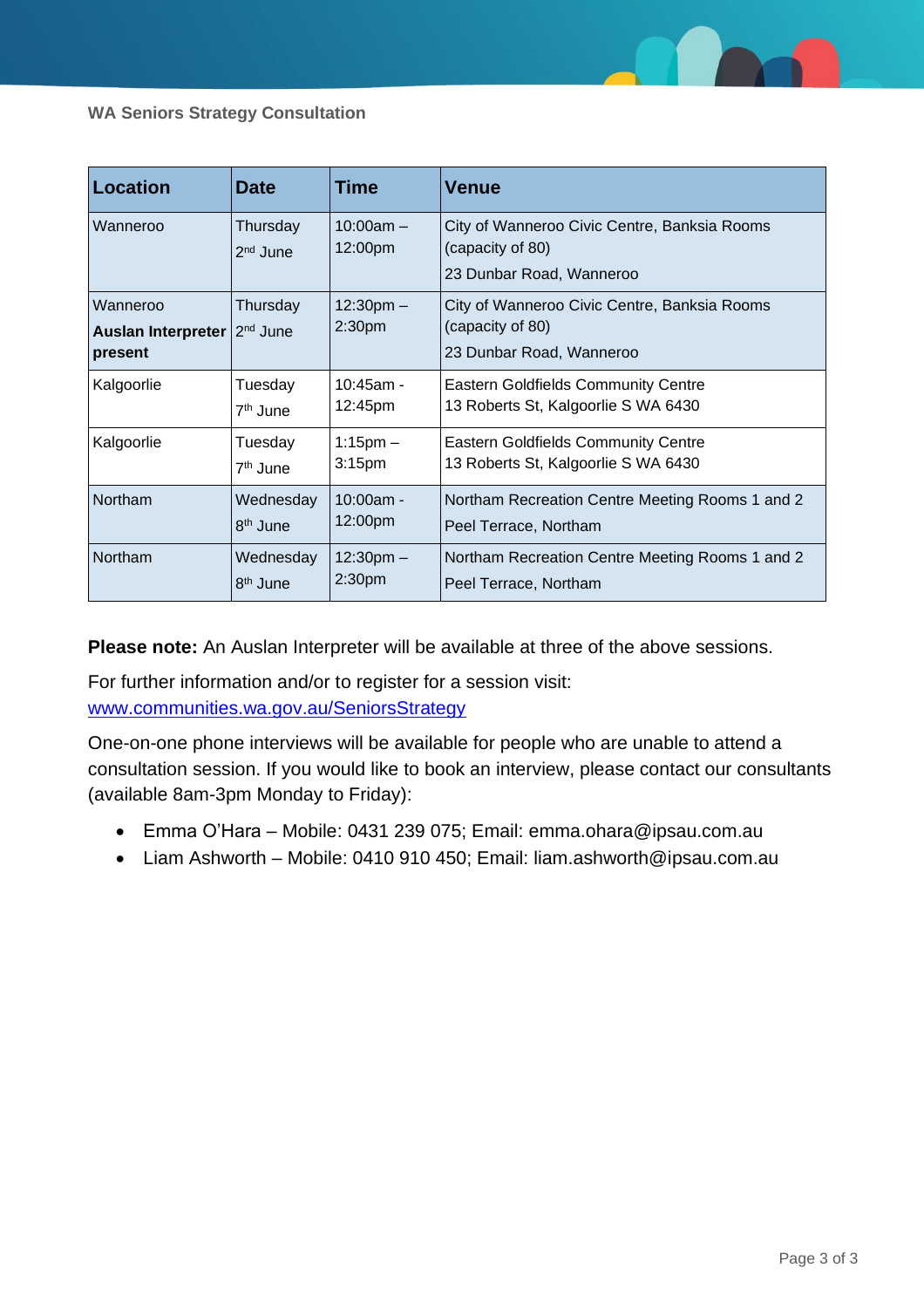| Location | Date | Time | Venue |
|---|---|---|---|
| Wanneroo | Thursday 2nd June | 10:00am – 12:00pm | City of Wanneroo Civic Centre, Banksia Rooms (capacity of 80) 23 Dunbar Road, Wanneroo |
| Wanneroo **Auslan Interpreter present** | Thursday 2nd June | 12:30pm – 2:30pm | City of Wanneroo Civic Centre, Banksia Rooms (capacity of 80) 23 Dunbar Road, Wanneroo |
| Kalgoorlie | Tuesday 7th June | 10:45am - 12:45pm | Eastern Goldfields Community Centre 13 Roberts St, Kalgoorlie S WA 6430 |
| Kalgoorlie | Tuesday 7th June | 1:15pm – 3:15pm | Eastern Goldfields Community Centre 13 Roberts St, Kalgoorlie S WA 6430 |
| Northam | Wednesday 8th June | 10:00am - 12:00pm | Northam Recreation Centre Meeting Rooms 1 and 2 Peel Terrace, Northam |
| Northam | Wednesday 8th June | 12:30pm – 2:30pm | Northam Recreation Centre Meeting Rooms 1 and 2 Peel Terrace, Northam |

**Please note:** An Auslan Interpreter will be available at three of the above sessions.

For further information and/or to register for a session visit: [www.communities.wa.gov.au/SeniorsStrategy](http://www.communities.wa.gov.au/SeniorsStrategy)

One-on-one phone interviews will be available for people who are unable to attend a consultation session. If you would like to book an interview, please contact our consultants (available 8am-3pm Monday to Friday):

- Emma O'Hara – Mobile: 0431 239 075; Email: emma.ohara@ipsau.com.au
- Liam Ashworth – Mobile: 0410 910 450; Email: liam.ashworth@ipsau.com.au